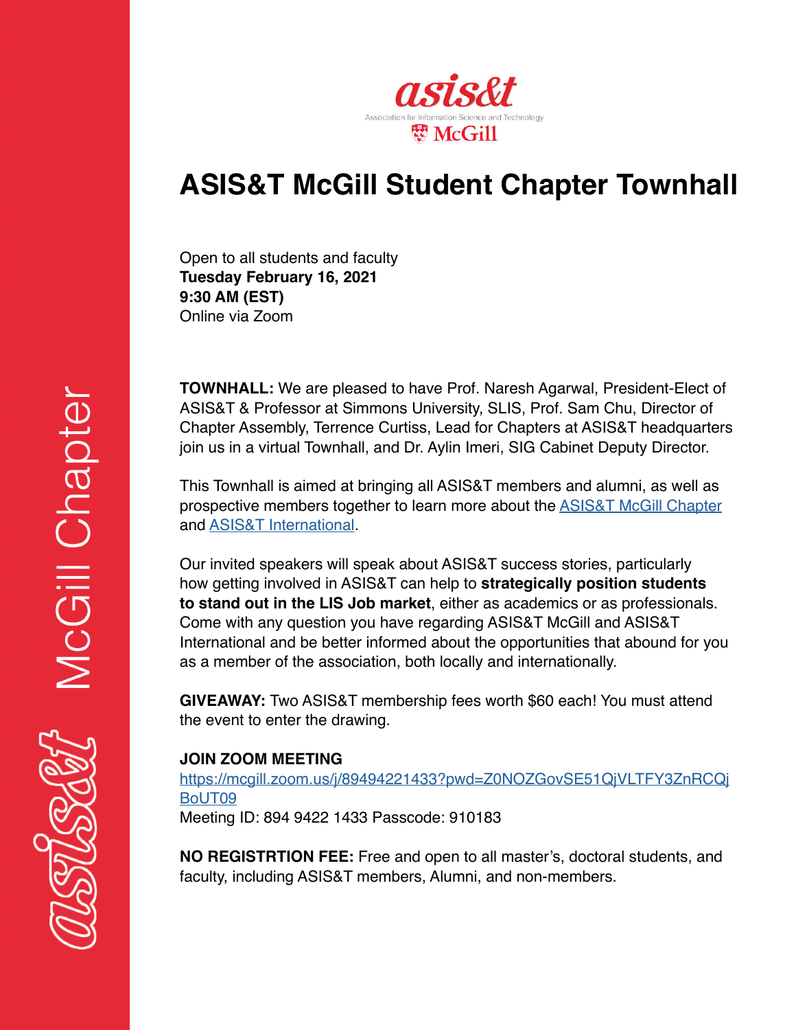asis&t

Association for Information Science and Technology

McGill

# ASIS&T McGill Student Chapter Townhall

Open to all students and faculty
**Tuesday February 16, 2021**
**9:30 AM (EST)**
Online via Zoom

**TOWNHALL:** We are pleased to have Prof. Naresh Agarwal, President-Elect of ASIS&T & Professor at Simmons University, SLIS, Prof. Sam Chu, Director of Chapter Assembly, Terrence Curtiss, Lead for Chapters at ASIS&T headquarters join us in a virtual Townhall, and Dr. Aylin Imeri, SIG Cabinet Deputy Director.

This Townhall is aimed at bringing all ASIS&T members and alumni, as well as prospective members together to learn more about the ASIS&T McGill Chapter and ASIS&T International.

Our invited speakers will speak about ASIS&T success stories, particularly how getting involved in ASIS&T can help to **strategically position students to stand out in the LIS Job market**, either as academics or as professionals. Come with any question you have regarding ASIS&T McGill and ASIS&T International and be better informed about the opportunities that abound for you as a member of the association, both locally and internationally.

**GIVEAWAY:** Two ASIS&T membership fees worth $60 each! You must attend the event to enter the drawing.

**JOIN ZOOM MEETING**
https://mcgill.zoom.us/j/89494221433?pwd=Z0NOZGovSE51QjVLTFY3ZnRCQjBoUT09
Meeting ID: 894 9422 1433 Passcode: 910183

**NO REGISTRTION FEE:** Free and open to all master's, doctoral students, and faculty, including ASIS&T members, Alumni, and non-members.

asis&t McGill Chapter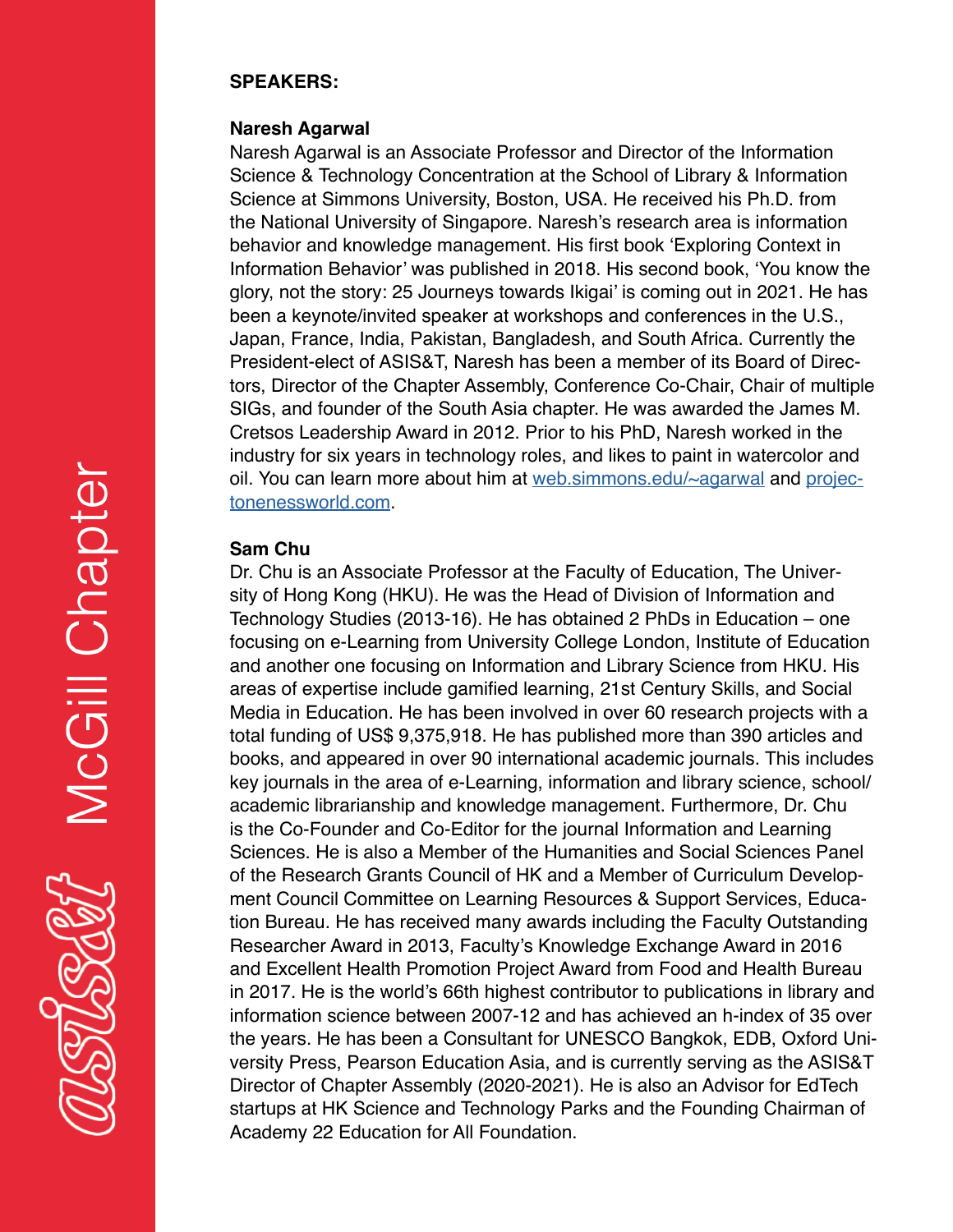**SPEAKERS:**

**Naresh Agarwal**

Naresh Agarwal is an Associate Professor and Director of the Information Science & Technology Concentration at the School of Library & Information Science at Simmons University, Boston, USA. He received his Ph.D. from the National University of Singapore. Naresh's research area is information behavior and knowledge management. His first book 'Exploring Context in Information Behavior' was published in 2018. His second book, 'You know the glory, not the story: 25 Journeys towards Ikigai' is coming out in 2021. He has been a keynote/invited speaker at workshops and conferences in the U.S., Japan, France, India, Pakistan, Bangladesh, and South Africa. Currently the President-elect of ASIS&T, Naresh has been a member of its Board of Directors, Director of the Chapter Assembly, Conference Co-Chair, Chair of multiple SIGs, and founder of the South Asia chapter. He was awarded the James M. Cretsos Leadership Award in 2012. Prior to his PhD, Naresh worked in the industry for six years in technology roles, and likes to paint in watercolor and oil. You can learn more about him at [web.simmons.edu/~agarwal](web.simmons.edu/~agarwal) and [projectonenessworld.com](projectonenessworld.com).

**Sam Chu**

Dr. Chu is an Associate Professor at the Faculty of Education, The University of Hong Kong (HKU). He was the Head of Division of Information and Technology Studies (2013-16). He has obtained 2 PhDs in Education – one focusing on e-Learning from University College London, Institute of Education and another one focusing on Information and Library Science from HKU. His areas of expertise include gamified learning, 21st Century Skills, and Social Media in Education. He has been involved in over 60 research projects with a total funding of US$ 9,375,918. He has published more than 390 articles and books, and appeared in over 90 international academic journals. This includes key journals in the area of e-Learning, information and library science, school/academic librarianship and knowledge management. Furthermore, Dr. Chu is the Co-Founder and Co-Editor for the journal Information and Learning Sciences. He is also a Member of the Humanities and Social Sciences Panel of the Research Grants Council of HK and a Member of Curriculum Development Council Committee on Learning Resources & Support Services, Education Bureau. He has received many awards including the Faculty Outstanding Researcher Award in 2013, Faculty's Knowledge Exchange Award in 2016 and Excellent Health Promotion Project Award from Food and Health Bureau in 2017. He is the world's 66th highest contributor to publications in library and information science between 2007-12 and has achieved an h-index of 35 over the years. He has been a Consultant for UNESCO Bangkok, EDB, Oxford University Press, Pearson Education Asia, and is currently serving as the ASIS&T Director of Chapter Assembly (2020-2021). He is also an Advisor for EdTech startups at HK Science and Technology Parks and the Founding Chairman of Academy 22 Education for All Foundation.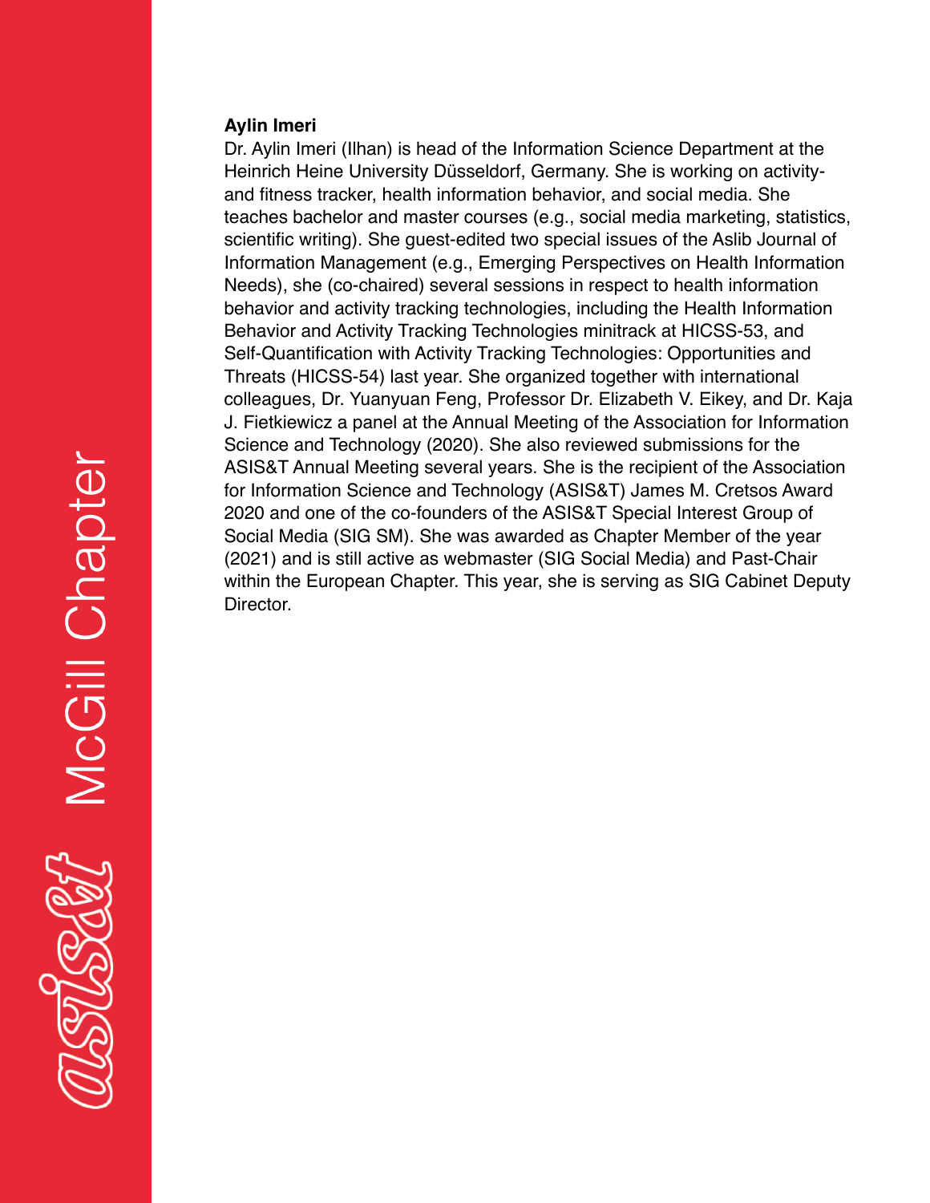**Aylin Imeri**

Dr. Aylin Imeri (Ilhan) is head of the Information Science Department at the Heinrich Heine University Düsseldorf, Germany. She is working on activity- and fitness tracker, health information behavior, and social media. She teaches bachelor and master courses (e.g., social media marketing, statistics, scientific writing). She guest-edited two special issues of the Aslib Journal of Information Management (e.g., Emerging Perspectives on Health Information Needs), she (co-chaired) several sessions in respect to health information behavior and activity tracking technologies, including the Health Information Behavior and Activity Tracking Technologies minitrack at HICSS-53, and Self-Quantification with Activity Tracking Technologies: Opportunities and Threats (HICSS-54) last year. She organized together with international colleagues, Dr. Yuanyuan Feng, Professor Dr. Elizabeth V. Eikey, and Dr. Kaja J. Fietkiewicz a panel at the Annual Meeting of the Association for Information Science and Technology (2020). She also reviewed submissions for the ASIS&T Annual Meeting several years. She is the recipient of the Association for Information Science and Technology (ASIS&T) James M. Cretsos Award 2020 and one of the co-founders of the ASIS&T Special Interest Group of Social Media (SIG SM). She was awarded as Chapter Member of the year (2021) and is still active as webmaster (SIG Social Media) and Past-Chair within the European Chapter. This year, she is serving as SIG Cabinet Deputy Director.